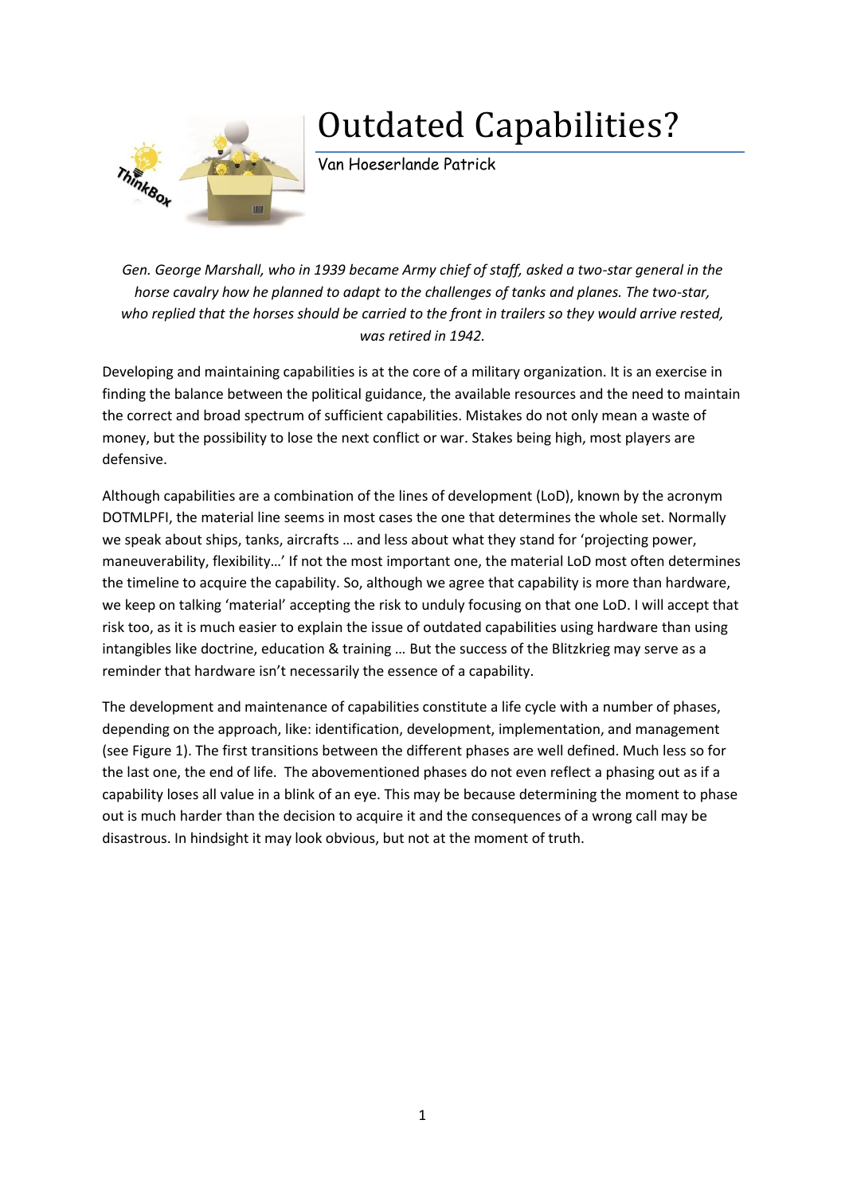# Outdated Capabilities?

Van Hoeserlande Patrick

*Gen. George Marshall, who in 1939 became Army chief of staff, asked a two-star general in the horse cavalry how he planned to adapt to the challenges of tanks and planes. The two-star, who replied that the horses should be carried to the front in trailers so they would arrive rested, was retired in 1942.*

Developing and maintaining capabilities is at the core of a military organization. It is an exercise in finding the balance between the political guidance, the available resources and the need to maintain the correct and broad spectrum of sufficient capabilities. Mistakes do not only mean a waste of money, but the possibility to lose the next conflict or war. Stakes being high, most players are defensive.

Although capabilities are a combination of the lines of development (LoD), known by the acronym DOTMLPFI, the material line seems in most cases the one that determines the whole set. Normally we speak about ships, tanks, aircrafts … and less about what they stand for 'projecting power, maneuverability, flexibility…' If not the most important one, the material LoD most often determines the timeline to acquire the capability. So, although we agree that capability is more than hardware, we keep on talking 'material' accepting the risk to unduly focusing on that one LoD. I will accept that risk too, as it is much easier to explain the issue of outdated capabilities using hardware than using intangibles like doctrine, education & training … But the success of the Blitzkrieg may serve as a reminder that hardware isn't necessarily the essence of a capability.

The development and maintenance of capabilities constitute a life cycle with a number of phases, depending on the approach, like: identification, development, implementation, and management (see Figure 1). The first transitions between the different phases are well defined. Much less so for the last one, the end of life. The abovementioned phases do not even reflect a phasing out as if a capability loses all value in a blink of an eye. This may be because determining the moment to phase out is much harder than the decision to acquire it and the consequences of a wrong call may be disastrous. In hindsight it may look obvious, but not at the moment of truth.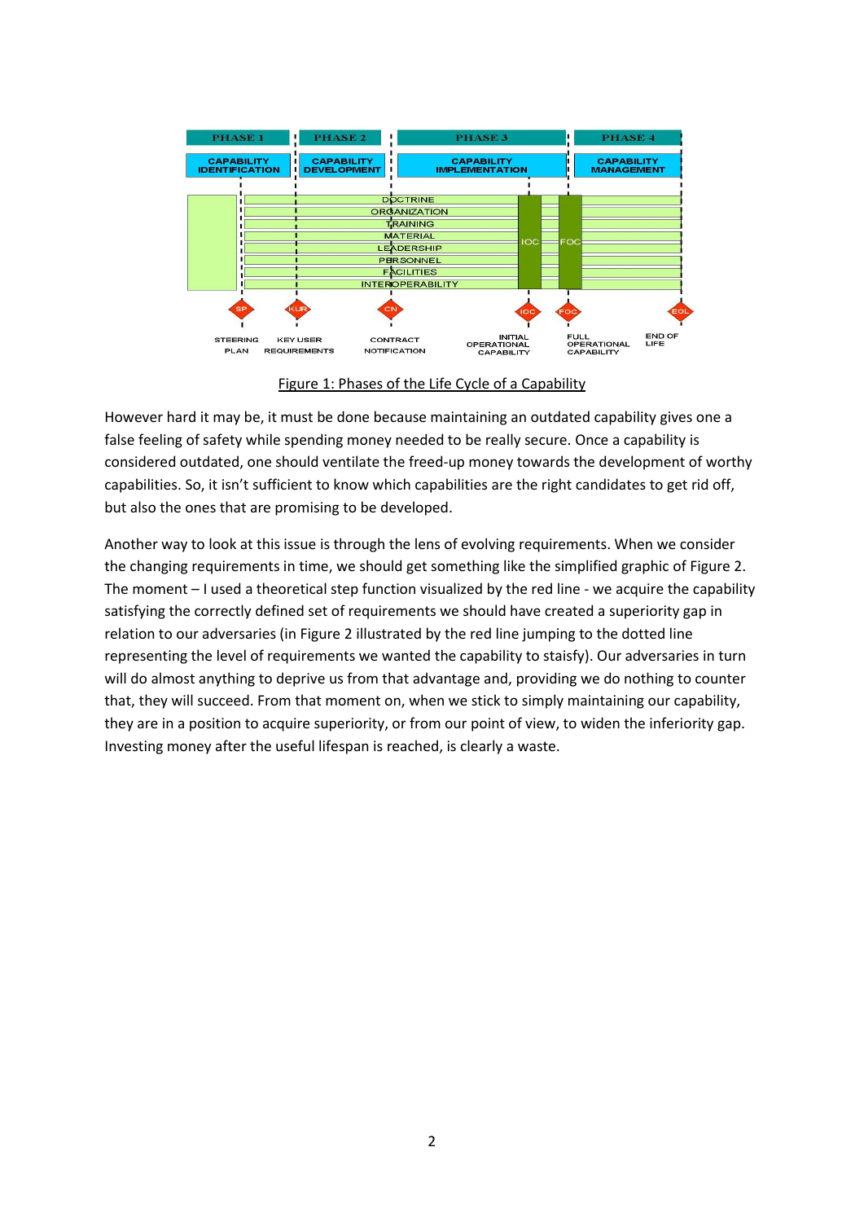| PHASE 1 | PHASE 2 | PHASE 3 | PHASE 4 |
| --- | --- | --- | --- |
| CAPABILITY IDENTIFICATION | CAPABILITY DEVELOPMENT | CAPABILITY IMPLEMENTATION | CAPABILITY MANAGEMENT |

DOCTRINE
ORGANIZATION
TRAINING
MATERIAL
LEADERSHIP
PERSONNEL
FACILITIES
INTEROPERABILITY

IOC FOC

SP KUR CN IOC FOC EOL

STEERING PLAN | KEY USER REQUIREMENTS | CONTRACT NOTIFICATION | INITIAL OPERATIONAL CAPABILITY | FULL OPERATIONAL CAPABILITY | END OF LIFE

Figure 1: Phases of the Life Cycle of a Capability

However hard it may be, it must be done because maintaining an outdated capability gives one a false feeling of safety while spending money needed to be really secure. Once a capability is considered outdated, one should ventilate the freed-up money towards the development of worthy capabilities. So, it isn't sufficient to know which capabilities are the right candidates to get rid off, but also the ones that are promising to be developed.

Another way to look at this issue is through the lens of evolving requirements. When we consider the changing requirements in time, we should get something like the simplified graphic of Figure 2. The moment – I used a theoretical step function visualized by the red line - we acquire the capability satisfying the correctly defined set of requirements we should have created a superiority gap in relation to our adversaries (in Figure 2 illustrated by the red line jumping to the dotted line representing the level of requirements we wanted the capability to staisfy). Our adversaries in turn will do almost anything to deprive us from that advantage and, providing we do nothing to counter that, they will succeed. From that moment on, when we stick to simply maintaining our capability, they are in a position to acquire superiority, or from our point of view, to widen the inferiority gap. Investing money after the useful lifespan is reached, is clearly a waste.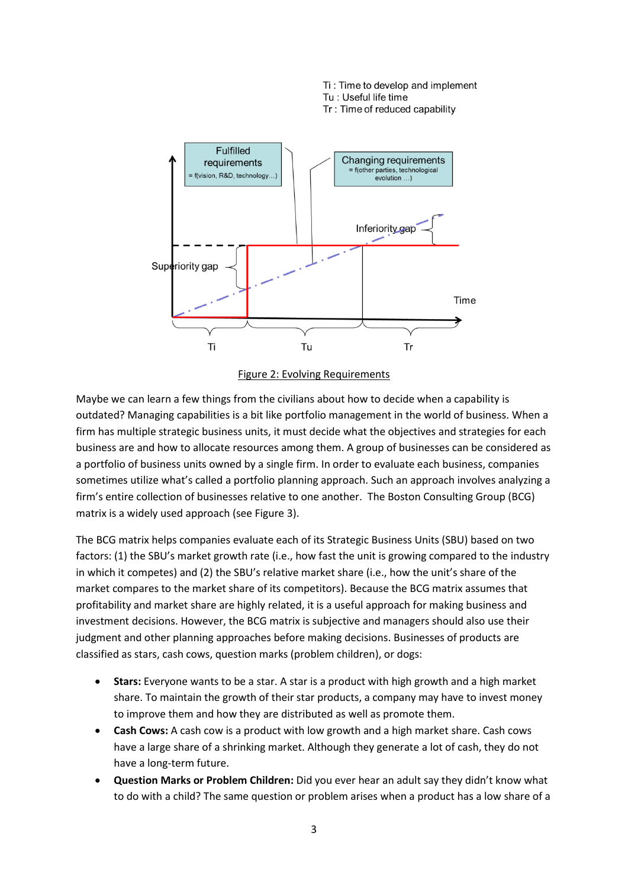Figure 2: Evolving Requirements

Maybe we can learn a few things from the civilians about how to decide when a capability is outdated? Managing capabilities is a bit like portfolio management in the world of business. When a firm has multiple strategic business units, it must decide what the objectives and strategies for each business are and how to allocate resources among them. A group of businesses can be considered as a portfolio of business units owned by a single firm. In order to evaluate each business, companies sometimes utilize what's called a portfolio planning approach. Such an approach involves analyzing a firm's entire collection of businesses relative to one another. The Boston Consulting Group (BCG) matrix is a widely used approach (see Figure 3).

The BCG matrix helps companies evaluate each of its Strategic Business Units (SBU) based on two factors: (1) the SBU's market growth rate (i.e., how fast the unit is growing compared to the industry in which it competes) and (2) the SBU's relative market share (i.e., how the unit's share of the market compares to the market share of its competitors). Because the BCG matrix assumes that profitability and market share are highly related, it is a useful approach for making business and investment decisions. However, the BCG matrix is subjective and managers should also use their judgment and other planning approaches before making decisions. Businesses of products are classified as stars, cash cows, question marks (problem children), or dogs:

- **Stars:** Everyone wants to be a star. A star is a product with high growth and a high market share. To maintain the growth of their star products, a company may have to invest money to improve them and how they are distributed as well as promote them.
- **Cash Cows:** A cash cow is a product with low growth and a high market share. Cash cows have a large share of a shrinking market. Although they generate a lot of cash, they do not have a long-term future.
- **Question Marks or Problem Children:** Did you ever hear an adult say they didn't know what to do with a child? The same question or problem arises when a product has a low share of a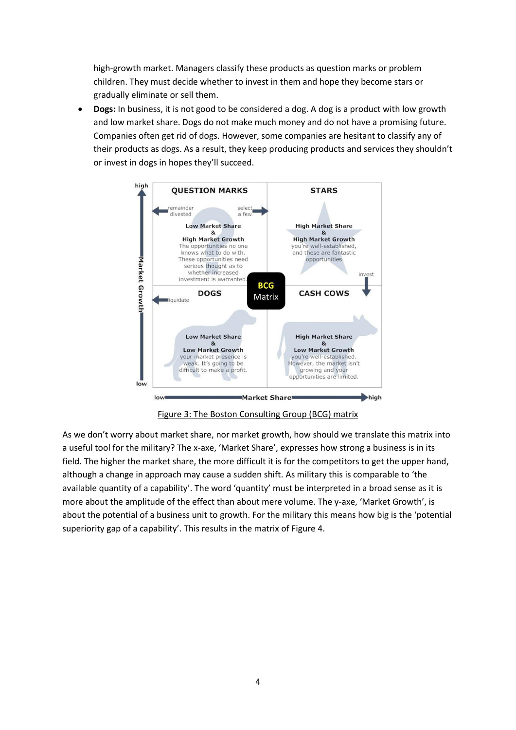high-growth market. Managers classify these products as question marks or problem children. They must decide whether to invest in them and hope they become stars or gradually eliminate or sell them.

- **Dogs:** In business, it is not good to be considered a dog. A dog is a product with low growth and low market share. Dogs do not make much money and do not have a promising future. Companies often get rid of dogs. However, some companies are hesitant to classify any of their products as dogs. As a result, they keep producing products and services they shouldn't or invest in dogs in hopes they'll succeed.

Figure 3: The Boston Consulting Group (BCG) matrix

As we don't worry about market share, nor market growth, how should we translate this matrix into a useful tool for the military? The x-axe, 'Market Share', expresses how strong a business is in its field. The higher the market share, the more difficult it is for the competitors to get the upper hand, although a change in approach may cause a sudden shift. As military this is comparable to 'the available quantity of a capability'. The word 'quantity' must be interpreted in a broad sense as it is more about the amplitude of the effect than about mere volume. The y-axe, 'Market Growth', is about the potential of a business unit to growth. For the military this means how big is the 'potential superiority gap of a capability'. This results in the matrix of Figure 4.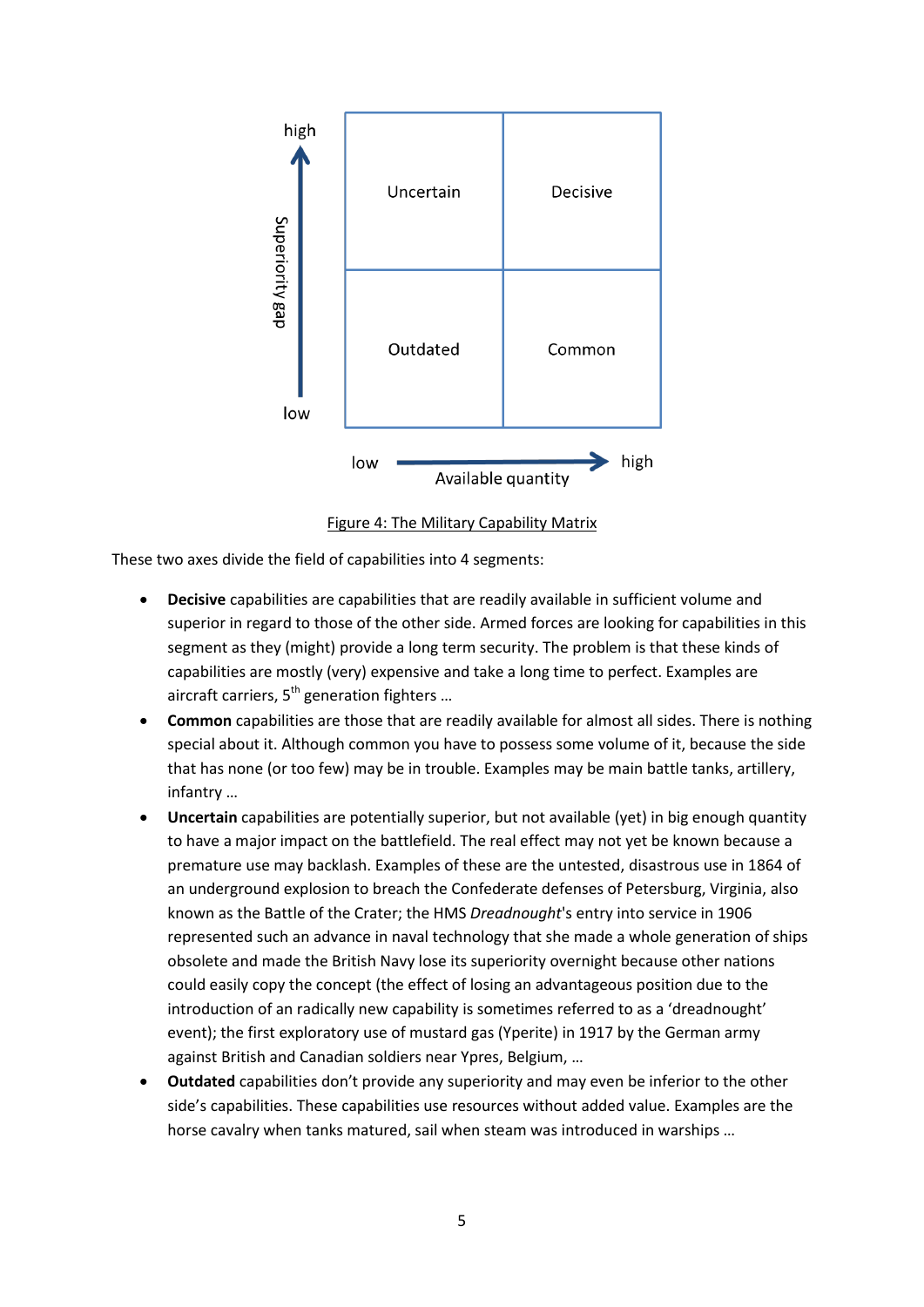| Superiority gap ↑ / Available quantity → | low | high |
|---|---|---|
| **high** | Uncertain | Decisive |
| **low** | Outdated | Common |

Figure 4: The Military Capability Matrix

These two axes divide the field of capabilities into 4 segments:

- **Decisive** capabilities are capabilities that are readily available in sufficient volume and superior in regard to those of the other side. Armed forces are looking for capabilities in this segment as they (might) provide a long term security. The problem is that these kinds of capabilities are mostly (very) expensive and take a long time to perfect. Examples are aircraft carriers, 5th generation fighters …
- **Common** capabilities are those that are readily available for almost all sides. There is nothing special about it. Although common you have to possess some volume of it, because the side that has none (or too few) may be in trouble. Examples may be main battle tanks, artillery, infantry …
- **Uncertain** capabilities are potentially superior, but not available (yet) in big enough quantity to have a major impact on the battlefield. The real effect may not yet be known because a premature use may backlash. Examples of these are the untested, disastrous use in 1864 of an underground explosion to breach the Confederate defenses of Petersburg, Virginia, also known as the Battle of the Crater; the HMS *Dreadnought*'s entry into service in 1906 represented such an advance in naval technology that she made a whole generation of ships obsolete and made the British Navy lose its superiority overnight because other nations could easily copy the concept (the effect of losing an advantageous position due to the introduction of an radically new capability is sometimes referred to as a 'dreadnought' event); the first exploratory use of mustard gas (Yperite) in 1917 by the German army against British and Canadian soldiers near Ypres, Belgium, …
- **Outdated** capabilities don't provide any superiority and may even be inferior to the other side's capabilities. These capabilities use resources without added value. Examples are the horse cavalry when tanks matured, sail when steam was introduced in warships …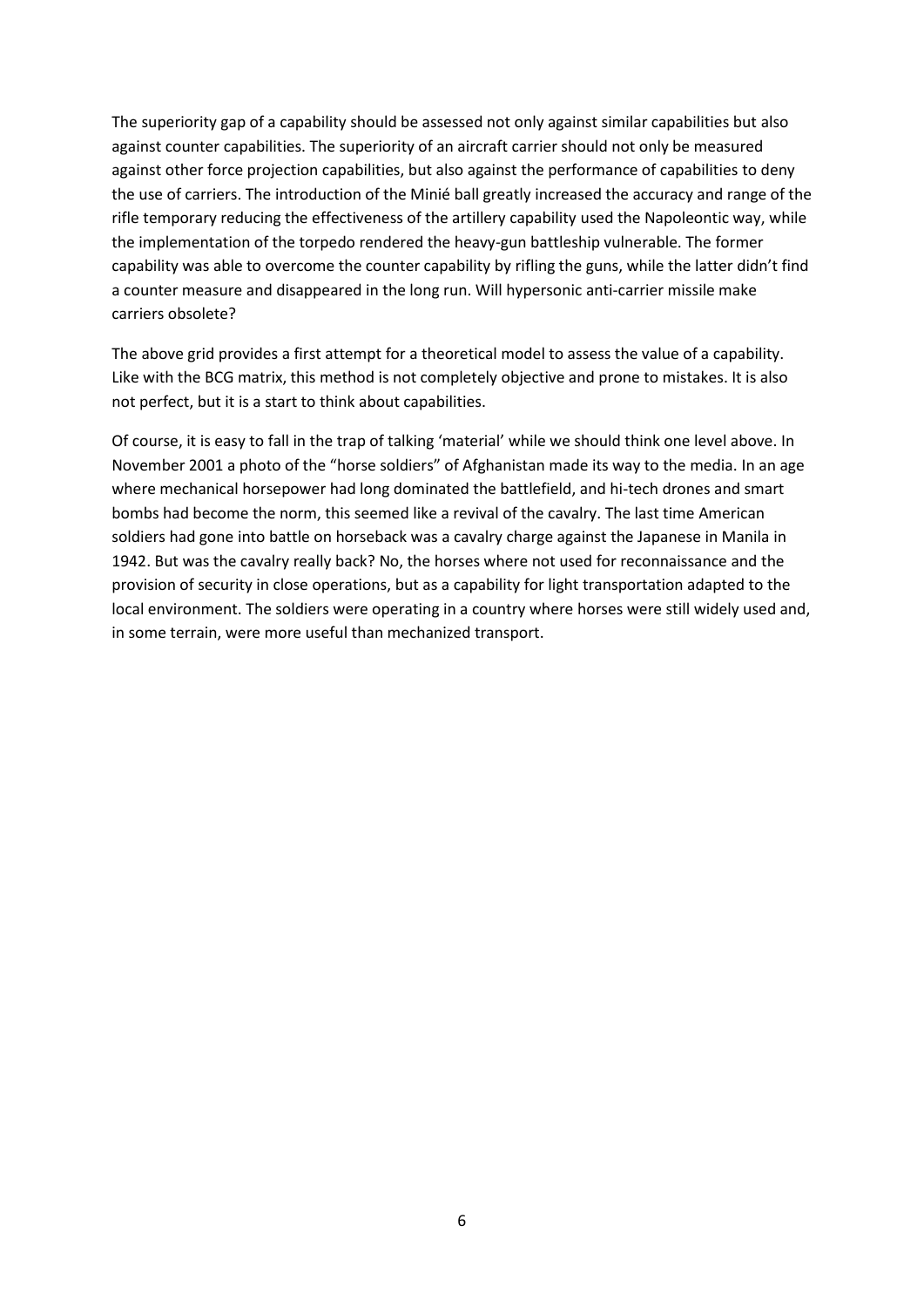The superiority gap of a capability should be assessed not only against similar capabilities but also against counter capabilities. The superiority of an aircraft carrier should not only be measured against other force projection capabilities, but also against the performance of capabilities to deny the use of carriers. The introduction of the Minié ball greatly increased the accuracy and range of the rifle temporary reducing the effectiveness of the artillery capability used the Napoleontic way, while the implementation of the torpedo rendered the heavy-gun battleship vulnerable. The former capability was able to overcome the counter capability by rifling the guns, while the latter didn't find a counter measure and disappeared in the long run. Will hypersonic anti-carrier missile make carriers obsolete?

The above grid provides a first attempt for a theoretical model to assess the value of a capability. Like with the BCG matrix, this method is not completely objective and prone to mistakes. It is also not perfect, but it is a start to think about capabilities.

Of course, it is easy to fall in the trap of talking 'material' while we should think one level above. In November 2001 a photo of the "horse soldiers" of Afghanistan made its way to the media. In an age where mechanical horsepower had long dominated the battlefield, and hi-tech drones and smart bombs had become the norm, this seemed like a revival of the cavalry. The last time American soldiers had gone into battle on horseback was a cavalry charge against the Japanese in Manila in 1942. But was the cavalry really back? No, the horses where not used for reconnaissance and the provision of security in close operations, but as a capability for light transportation adapted to the local environment. The soldiers were operating in a country where horses were still widely used and, in some terrain, were more useful than mechanized transport.